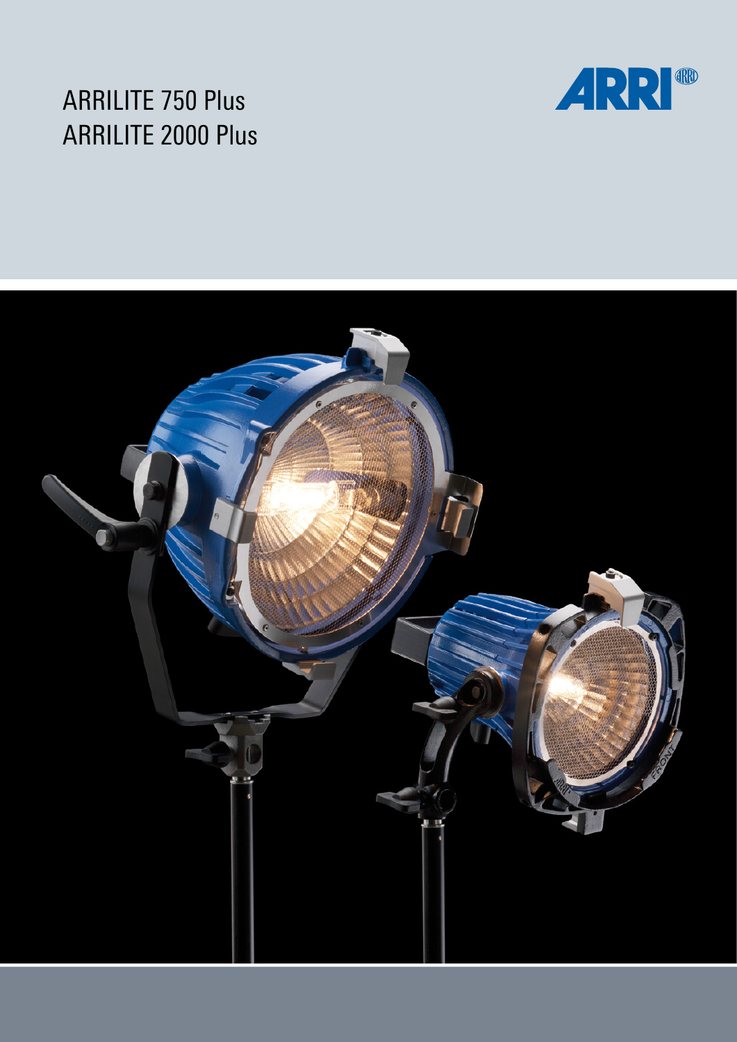# ARRILITE 750 Plus
# ARRILITE 2000 Plus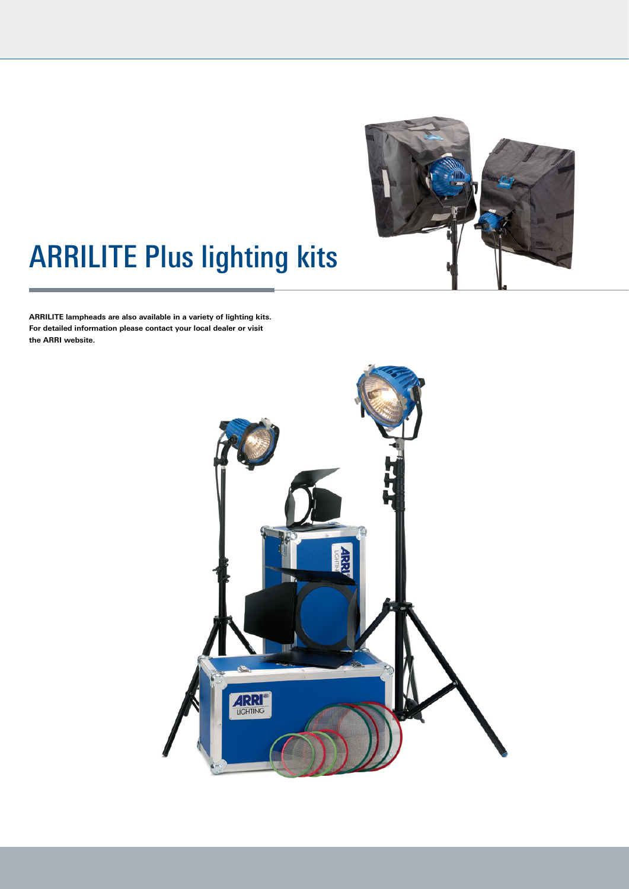# ARRILITE Plus lighting kits

**ARRILITE lampheads are also available in a variety of lighting kits. For detailed information please contact your local dealer or visit the ARRI website.**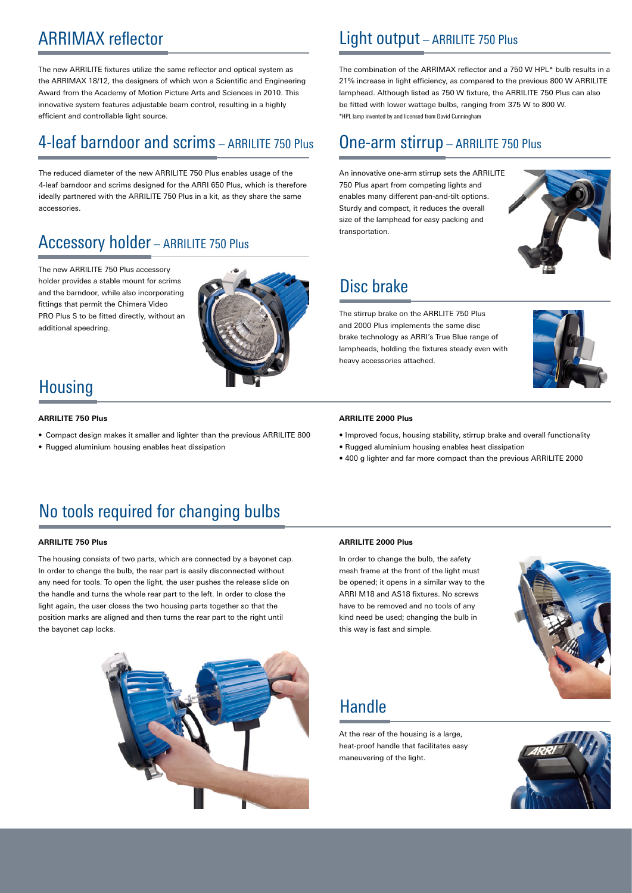## ARRIMAX reflector

The new ARRILITE fixtures utilize the same reflector and optical system as the ARRIMAX 18/12, the designers of which won a Scientific and Engineering Award from the Academy of Motion Picture Arts and Sciences in 2010. This innovative system features adjustable beam control, resulting in a highly efficient and controllable light source.

## 4-leaf barndoor and scrims – ARRILITE 750 Plus

The reduced diameter of the new ARRILITE 750 Plus enables usage of the 4-leaf barndoor and scrims designed for the ARRI 650 Plus, which is therefore ideally partnered with the ARRILITE 750 Plus in a kit, as they share the same accessories.

## Accessory holder – ARRILITE 750 Plus

The new ARRILITE 750 Plus accessory holder provides a stable mount for scrims and the barndoor, while also incorporating fittings that permit the Chimera Video PRO Plus S to be fitted directly, without an additional speedring.

## Light output – ARRILITE 750 Plus

The combination of the ARRIMAX reflector and a 750 W HPL* bulb results in a 21% increase in light efficiency, as compared to the previous 800 W ARRILITE lamphead. Although listed as 750 W fixture, the ARRILITE 750 Plus can also be fitted with lower wattage bulbs, ranging from 375 W to 800 W.

*HPL lamp invented by and licensed from David Cunningham

## One-arm stirrup – ARRILITE 750 Plus

An innovative one-arm stirrup sets the ARRILITE 750 Plus apart from competing lights and enables many different pan-and-tilt options. Sturdy and compact, it reduces the overall size of the lamphead for easy packing and transportation.

## Disc brake

The stirrup brake on the ARRLITE 750 Plus and 2000 Plus implements the same disc brake technology as ARRI's True Blue range of lampheads, holding the fixtures steady even with heavy accessories attached.

## Housing

**ARRILITE 750 Plus**

- Compact design makes it smaller and lighter than the previous ARRILITE 800
- Rugged aluminium housing enables heat dissipation

**ARRILITE 2000 Plus**

- Improved focus, housing stability, stirrup brake and overall functionality
- Rugged aluminium housing enables heat dissipation
- 400 g lighter and far more compact than the previous ARRILITE 2000

## No tools required for changing bulbs

**ARRILITE 750 Plus**

The housing consists of two parts, which are connected by a bayonet cap. In order to change the bulb, the rear part is easily disconnected without any need for tools. To open the light, the user pushes the release slide on the handle and turns the whole rear part to the left. In order to close the light again, the user closes the two housing parts together so that the position marks are aligned and then turns the rear part to the right until the bayonet cap locks.

**ARRILITE 2000 Plus**

In order to change the bulb, the safety mesh frame at the front of the light must be opened; it opens in a similar way to the ARRI M18 and AS18 fixtures. No screws have to be removed and no tools of any kind need be used; changing the bulb in this way is fast and simple.

## Handle

At the rear of the housing is a large, heat-proof handle that facilitates easy maneuvering of the light.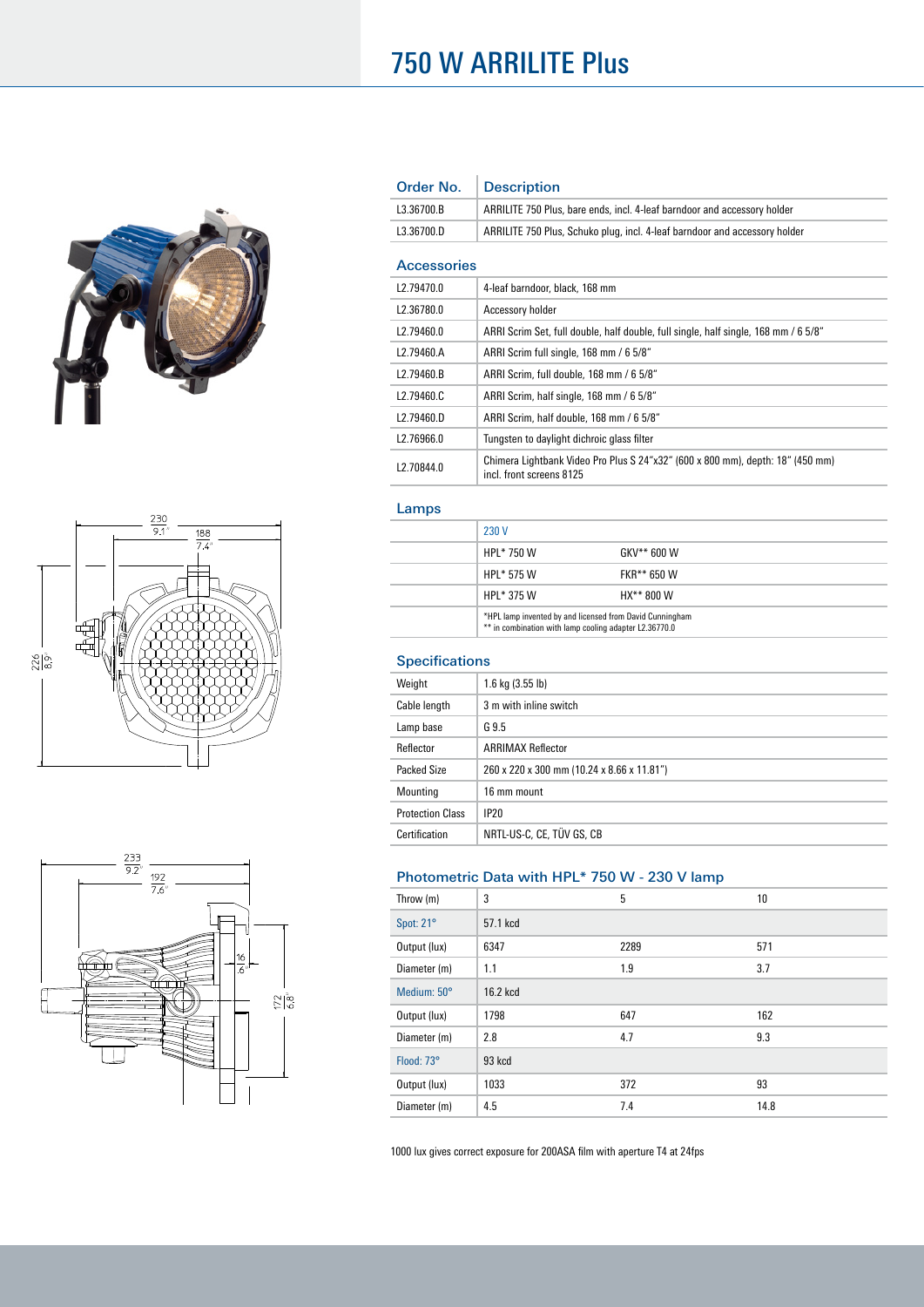# 750 W ARRILITE Plus

| Order No. | Description |
|---|---|
| L3.36700.B | ARRILITE 750 Plus, bare ends, incl. 4-leaf barndoor and accessory holder |
| L3.36700.D | ARRILITE 750 Plus, Schuko plug, incl. 4-leaf barndoor and accessory holder |

## Accessories

| | |
|---|---|
| L2.79470.0 | 4-leaf barndoor, black, 168 mm |
| L2.36780.0 | Accessory holder |
| L2.79460.0 | ARRI Scrim Set, full double, half double, full single, half single, 168 mm / 6 5/8" |
| L2.79460.A | ARRI Scrim full single, 168 mm / 6 5/8" |
| L2.79460.B | ARRI Scrim, full double, 168 mm / 6 5/8" |
| L2.79460.C | ARRI Scrim, half single, 168 mm / 6 5/8" |
| L2.79460.D | ARRI Scrim, half double, 168 mm / 6 5/8" |
| L2.76966.0 | Tungsten to daylight dichroic glass filter |
| L2.70844.0 | Chimera Lightbank Video Pro Plus S 24"x32" (600 x 800 mm), depth: 18" (450 mm) incl. front screens 8125 |

## Lamps

| | 230 V | |
|---|---|---|
| | HPL* 750 W | GKV** 600 W |
| | HPL* 575 W | FKR** 650 W |
| | HPL* 375 W | HX** 800 W |

*HPL lamp invented by and licensed from David Cunningham
** in combination with lamp cooling adapter L2.36770.0

## Specifications

| | |
|---|---|
| Weight | 1.6 kg (3.55 lb) |
| Cable length | 3 m with inline switch |
| Lamp base | G 9.5 |
| Reflector | ARRIMAX Reflector |
| Packed Size | 260 x 220 x 300 mm (10.24 x 8.66 x 11.81") |
| Mounting | 16 mm mount |
| Protection Class | IP20 |
| Certification | NRTL-US-C, CE, TÜV GS, CB |

## Photometric Data with HPL* 750 W - 230 V lamp

| Throw (m) | 3 | 5 | 10 |
|---|---|---|---|
| Spot: 21° | 57.1 kcd | | |
| Output (lux) | 6347 | 2289 | 571 |
| Diameter (m) | 1.1 | 1.9 | 3.7 |
| Medium: 50° | 16.2 kcd | | |
| Output (lux) | 1798 | 647 | 162 |
| Diameter (m) | 2.8 | 4.7 | 9.3 |
| Flood: 73° | 93 kcd | | |
| Output (lux) | 1033 | 372 | 93 |
| Diameter (m) | 4.5 | 7.4 | 14.8 |

1000 lux gives correct exposure for 200ASA film with aperture T4 at 24fps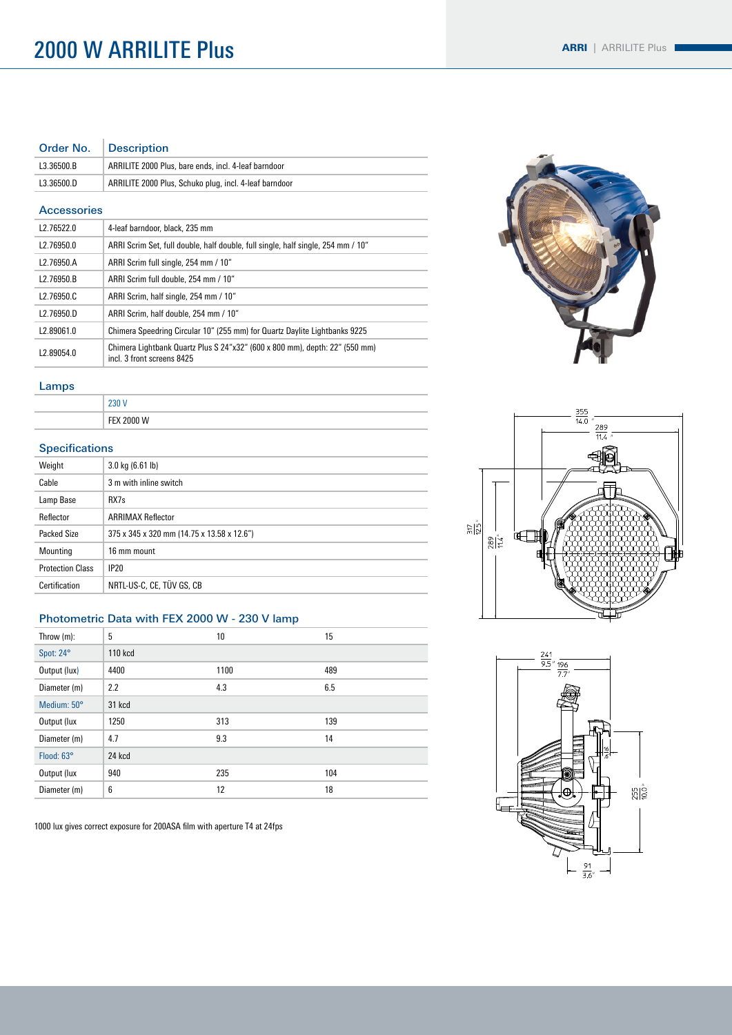# 2000 W ARRILITE Plus

| Order No. | Description |
| --- | --- |
| L3.36500.B | ARRILITE 2000 Plus, bare ends, incl. 4-leaf barndoor |
| L3.36500.D | ARRILITE 2000 Plus, Schuko plug, incl. 4-leaf barndoor |

## Accessories

| | |
| --- | --- |
| L2.76522.0 | 4-leaf barndoor, black, 235 mm |
| L2.76950.0 | ARRI Scrim Set, full double, half double, full single, half single, 254 mm / 10" |
| L2.76950.A | ARRI Scrim full single, 254 mm / 10" |
| L2.76950.B | ARRI Scrim full double, 254 mm / 10" |
| L2.76950.C | ARRI Scrim, half single, 254 mm / 10" |
| L2.76950.D | ARRI Scrim, half double, 254 mm / 10" |
| L2.89061.0 | Chimera Speedring Circular 10" (255 mm) for Quartz Daylite Lightbanks 9225 |
| L2.89054.0 | Chimera Lightbank Quartz Plus S 24"x32" (600 x 800 mm), depth: 22" (550 mm) incl. 3 front screens 8425 |

## Lamps

| | 230 V |
| --- | --- |
| | FEX 2000 W |

## Specifications

| | |
| --- | --- |
| Weight | 3.0 kg (6.61 lb) |
| Cable | 3 m with inline switch |
| Lamp Base | RX7s |
| Reflector | ARRIMAX Reflector |
| Packed Size | 375 x 345 x 320 mm (14.75 x 13.58 x 12.6") |
| Mounting | 16 mm mount |
| Protection Class | IP20 |
| Certification | NRTL-US-C, CE, TÜV GS, CB |

## Photometric Data with FEX 2000 W - 230 V lamp

| Throw (m): | 5 | 10 | 15 |
| --- | --- | --- | --- |
| Spot: 24° | 110 kcd | | |
| Output (lux) | 4400 | 1100 | 489 |
| Diameter (m) | 2.2 | 4.3 | 6.5 |
| Medium: 50° | 31 kcd | | |
| Output (lux | 1250 | 313 | 139 |
| Diameter (m) | 4.7 | 9.3 | 14 |
| Flood: 63° | 24 kcd | | |
| Output (lux | 940 | 235 | 104 |
| Diameter (m) | 6 | 12 | 18 |

1000 lux gives correct exposure for 200ASA film with aperture T4 at 24fps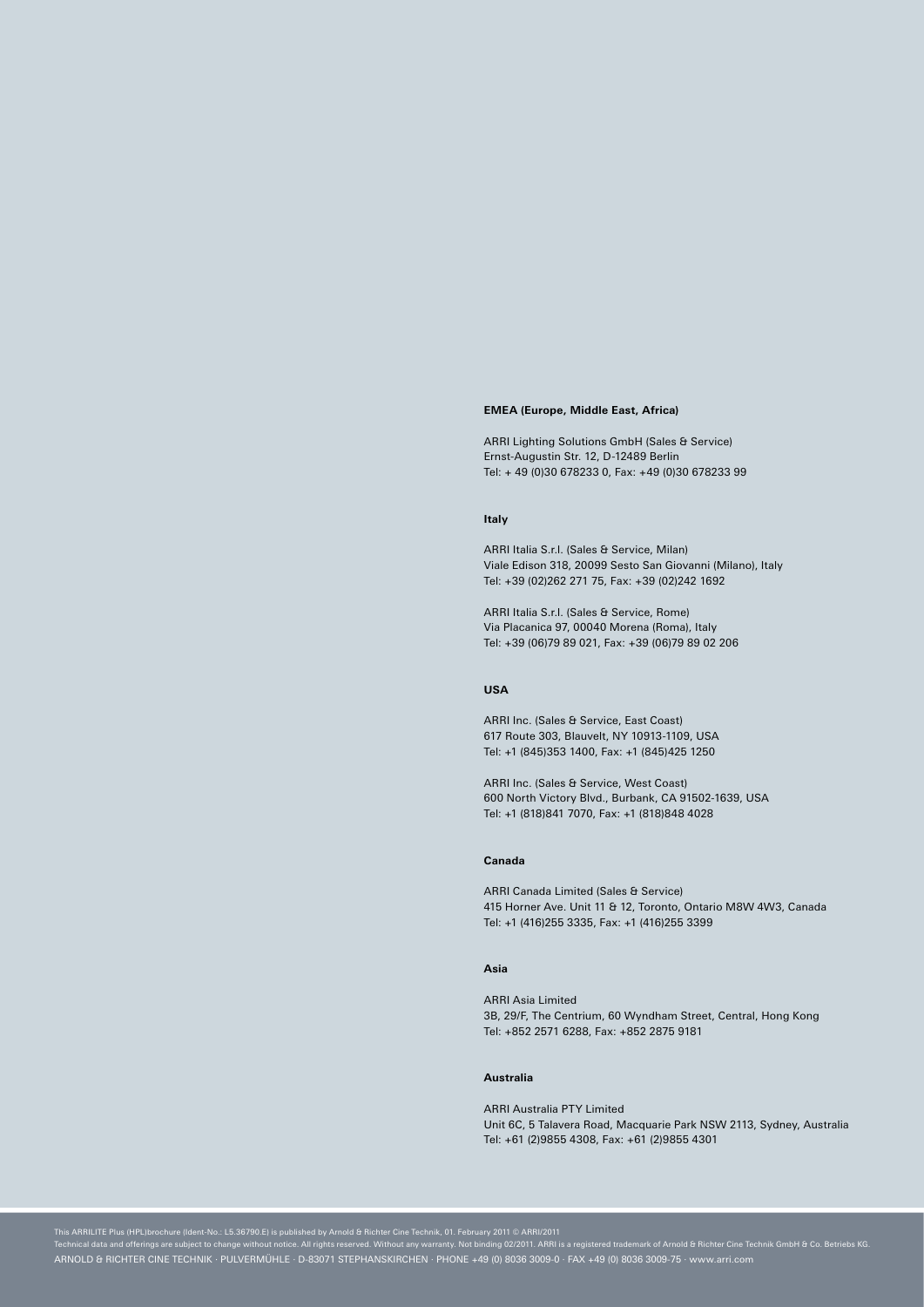**EMEA (Europe, Middle East, Africa)**

ARRI Lighting Solutions GmbH (Sales & Service)
Ernst-Augustin Str. 12, D-12489 Berlin
Tel: + 49 (0)30 678233 0, Fax: +49 (0)30 678233 99

**Italy**

ARRI Italia S.r.l. (Sales & Service, Milan)
Viale Edison 318, 20099 Sesto San Giovanni (Milano), Italy
Tel: +39 (02)262 271 75, Fax: +39 (02)242 1692

ARRI Italia S.r.l. (Sales & Service, Rome)
Via Placanica 97, 00040 Morena (Roma), Italy
Tel: +39 (06)79 89 021, Fax: +39 (06)79 89 02 206

**USA**

ARRI Inc. (Sales & Service, East Coast)
617 Route 303, Blauvelt, NY 10913-1109, USA
Tel: +1 (845)353 1400, Fax: +1 (845)425 1250

ARRI Inc. (Sales & Service, West Coast)
600 North Victory Blvd., Burbank, CA 91502-1639, USA
Tel: +1 (818)841 7070, Fax: +1 (818)848 4028

**Canada**

ARRI Canada Limited (Sales & Service)
415 Horner Ave. Unit 11 & 12, Toronto, Ontario M8W 4W3, Canada
Tel: +1 (416)255 3335, Fax: +1 (416)255 3399

**Asia**

ARRI Asia Limited
3B, 29/F, The Centrium, 60 Wyndham Street, Central, Hong Kong
Tel: +852 2571 6288, Fax: +852 2875 9181

**Australia**

ARRI Australia PTY Limited
Unit 6C, 5 Talavera Road, Macquarie Park NSW 2113, Sydney, Australia
Tel: +61 (2)9855 4308, Fax: +61 (2)9855 4301

This ARRILITE Plus (HPL)brochure (Ident-No.: L5.36790.E) is published by Arnold & Richter Cine Technik, 01. February 2011 © ARRI/2011
Technical data and offerings are subject to change without notice. All rights reserved. Without any warranty. Not binding 02/2011. ARRI is a registered trademark of Arnold & Richter Cine Technik GmbH & Co. Betriebs KG.
ARNOLD & RICHTER CINE TECHNIK · PULVERMÜHLE · D-83071 STEPHANSKIRCHEN · PHONE +49 (0) 8036 3009-0 · FAX +49 (0) 8036 3009-75 · www.arri.com